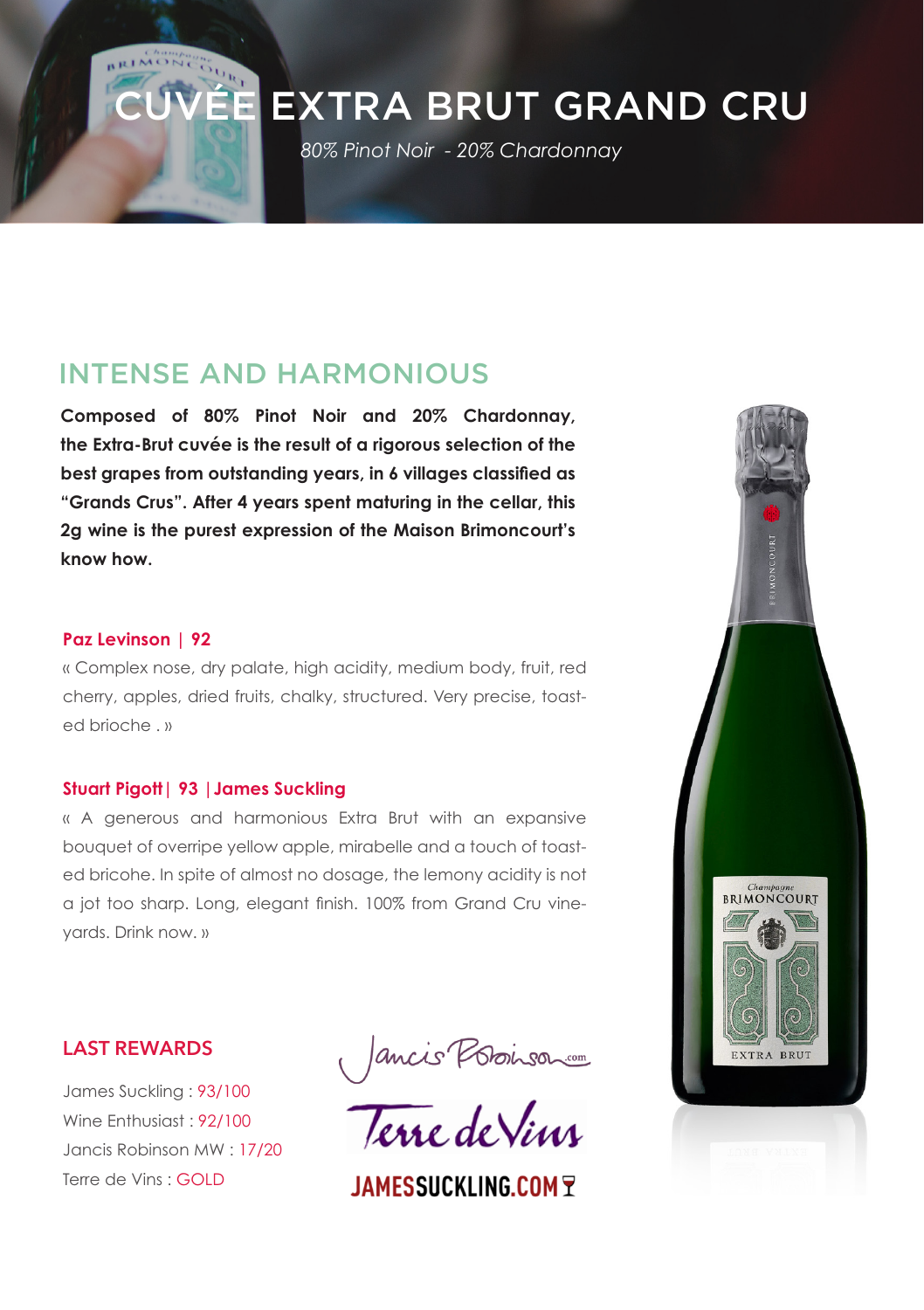# CUVÉE EXTRA BRUT GRAND CRU

*80% Pinot Noir - 20% Chardonnay*

## INTENSE AND HARMONIOUS

**Composed of 80% Pinot Noir and 20% Chardonnay, the Extra-Brut cuvée is the result of a rigorous selection of the best grapes from outstanding years, in 6 villages classified as “Grands Crus”. After 4 years spent maturing in the cellar, this 2g wine is the purest expression of the Maison Brimoncourt's know how.**

**Paz Levinson | 92**

« Complex nose, dry palate, high acidity, medium body, fruit, red cherry, apples, dried fruits, chalky, structured. Very precise, toasted brioche . »

**Stuart Pigott | 93 | James Suckling**

« A generous and harmonious Extra Brut with an expansive bouquet of overripe yellow apple, mirabelle and a touch of toasted bricohe. In spite of almost no dosage, the lemony acidity is not a jot too sharp. Long, elegant finish. 100% from Grand Cru vineyards. Drink now. »

## LAST REWARDS

James Suckling : 93/100

Wine Enthusiast : 92/100

Jancis Robinson MW : 17/20

Terre de Vins : GOLD

JancisRobinson.com

Terre de Vins

JAMESSUCKLING.COM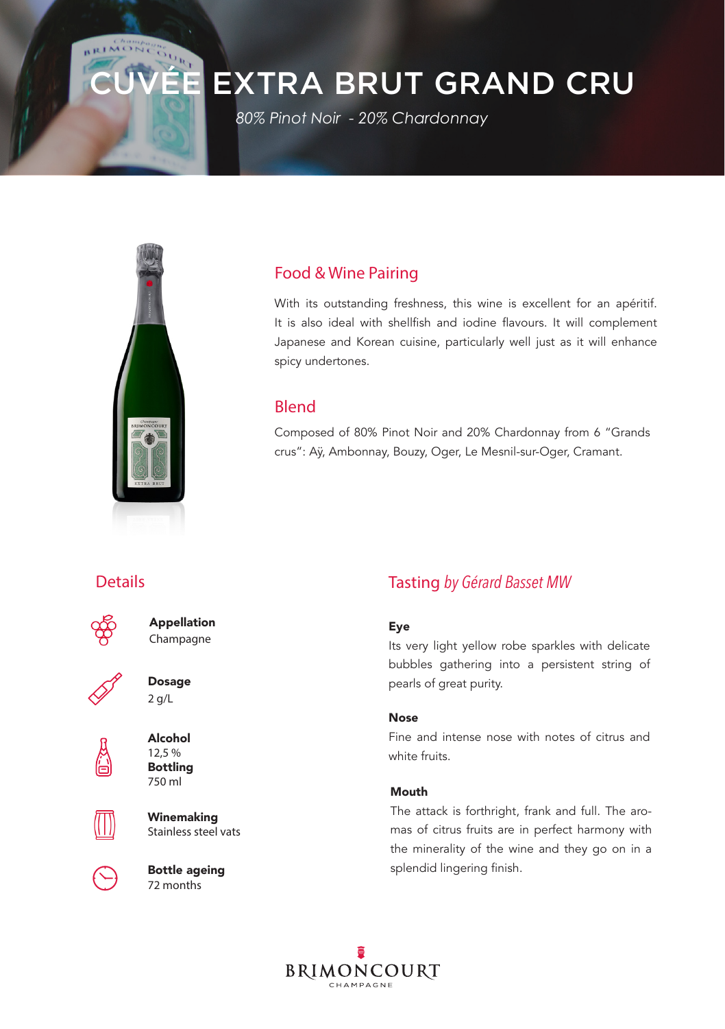# CUVÉE EXTRA BRUT GRAND CRU

*80% Pinot Noir - 20% Chardonnay*

## Food & Wine Pairing

With its outstanding freshness, this wine is excellent for an apéritif. It is also ideal with shellfish and iodine flavours. It will complement Japanese and Korean cuisine, particularly well just as it will enhance spicy undertones.

## Blend

Composed of 80% Pinot Noir and 20% Chardonnay from 6 "Grands crus": Aÿ, Ambonnay, Bouzy, Oger, Le Mesnil-sur-Oger, Cramant.

## Details

**Appellation**
Champagne

**Dosage**
2 g/L

**Alcohol**
12,5 %

**Bottling**
750 ml

**Winemaking**
Stainless steel vats

**Bottle ageing**
72 months

## Tasting *by Gérard Basset MW*

**Eye**

Its very light yellow robe sparkles with delicate bubbles gathering into a persistent string of pearls of great purity.

**Nose**

Fine and intense nose with notes of citrus and white fruits.

**Mouth**

The attack is forthright, frank and full. The aromas of citrus fruits are in perfect harmony with the minerality of the wine and they go on in a splendid lingering finish.

BRIMONCOURT
CHAMPAGNE